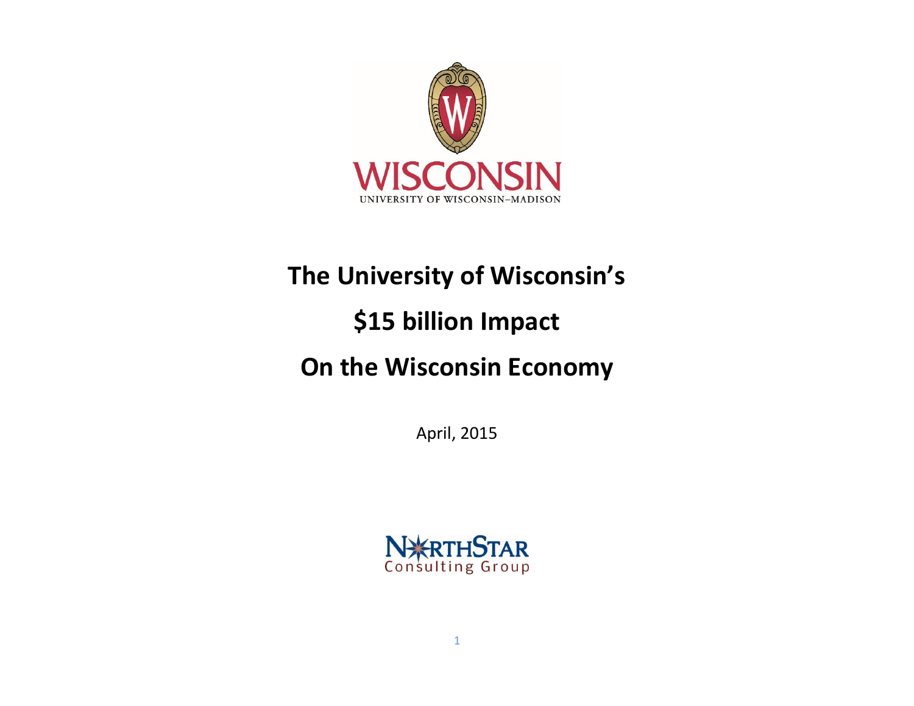WISCONSIN

UNIVERSITY OF WISCONSIN–MADISON

# The University of Wisconsin's

# $15 billion Impact

# On the Wisconsin Economy

April, 2015

NORTHSTAR Consulting Group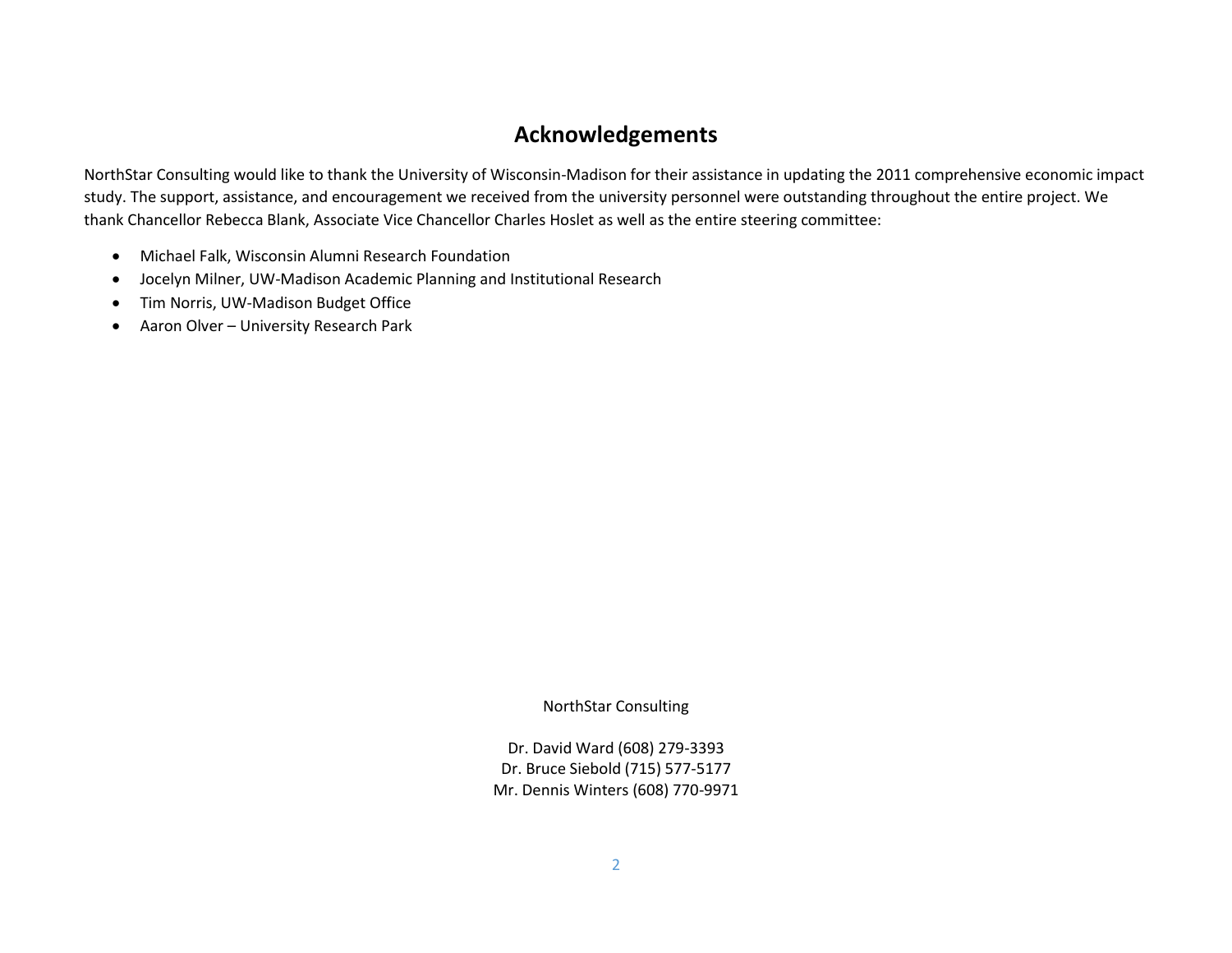# Acknowledgements

NorthStar Consulting would like to thank the University of Wisconsin-Madison for their assistance in updating the 2011 comprehensive economic impact study. The support, assistance, and encouragement we received from the university personnel were outstanding throughout the entire project. We thank Chancellor Rebecca Blank, Associate Vice Chancellor Charles Hoslet as well as the entire steering committee:

- Michael Falk, Wisconsin Alumni Research Foundation
- Jocelyn Milner, UW-Madison Academic Planning and Institutional Research
- Tim Norris, UW-Madison Budget Office
- Aaron Olver – University Research Park

NorthStar Consulting

Dr. David Ward (608) 279-3393
Dr. Bruce Siebold (715) 577-5177
Mr. Dennis Winters (608) 770-9971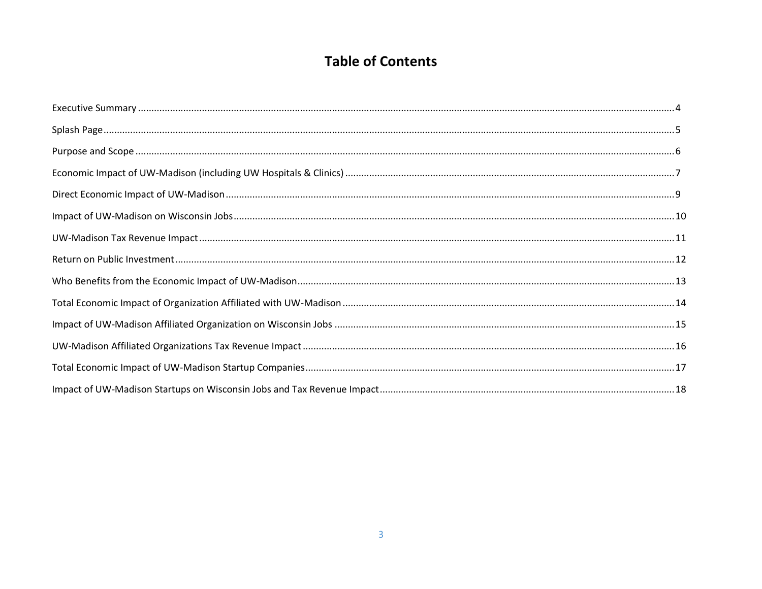# Table of Contents

Executive Summary ..... 4

Splash Page ..... 5

Purpose and Scope ..... 6

Economic Impact of UW-Madison (including UW Hospitals & Clinics) ..... 7

Direct Economic Impact of UW-Madison ..... 9

Impact of UW-Madison on Wisconsin Jobs ..... 10

UW-Madison Tax Revenue Impact ..... 11

Return on Public Investment ..... 12

Who Benefits from the Economic Impact of UW-Madison ..... 13

Total Economic Impact of Organization Affiliated with UW-Madison ..... 14

Impact of UW-Madison Affiliated Organization on Wisconsin Jobs ..... 15

UW-Madison Affiliated Organizations Tax Revenue Impact ..... 16

Total Economic Impact of UW-Madison Startup Companies ..... 17

Impact of UW-Madison Startups on Wisconsin Jobs and Tax Revenue Impact ..... 18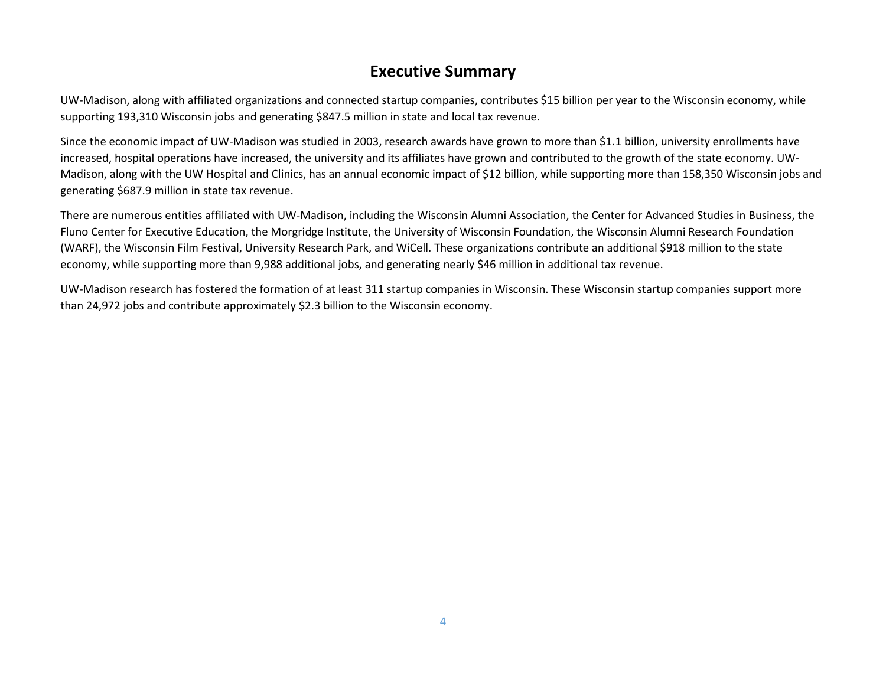# Executive Summary

UW-Madison, along with affiliated organizations and connected startup companies, contributes $15 billion per year to the Wisconsin economy, while supporting 193,310 Wisconsin jobs and generating $847.5 million in state and local tax revenue.

Since the economic impact of UW-Madison was studied in 2003, research awards have grown to more than $1.1 billion, university enrollments have increased, hospital operations have increased, the university and its affiliates have grown and contributed to the growth of the state economy. UW-Madison, along with the UW Hospital and Clinics, has an annual economic impact of $12 billion, while supporting more than 158,350 Wisconsin jobs and generating $687.9 million in state tax revenue.

There are numerous entities affiliated with UW-Madison, including the Wisconsin Alumni Association, the Center for Advanced Studies in Business, the Fluno Center for Executive Education, the Morgridge Institute, the University of Wisconsin Foundation, the Wisconsin Alumni Research Foundation (WARF), the Wisconsin Film Festival, University Research Park, and WiCell. These organizations contribute an additional $918 million to the state economy, while supporting more than 9,988 additional jobs, and generating nearly $46 million in additional tax revenue.

UW-Madison research has fostered the formation of at least 311 startup companies in Wisconsin. These Wisconsin startup companies support more than 24,972 jobs and contribute approximately $2.3 billion to the Wisconsin economy.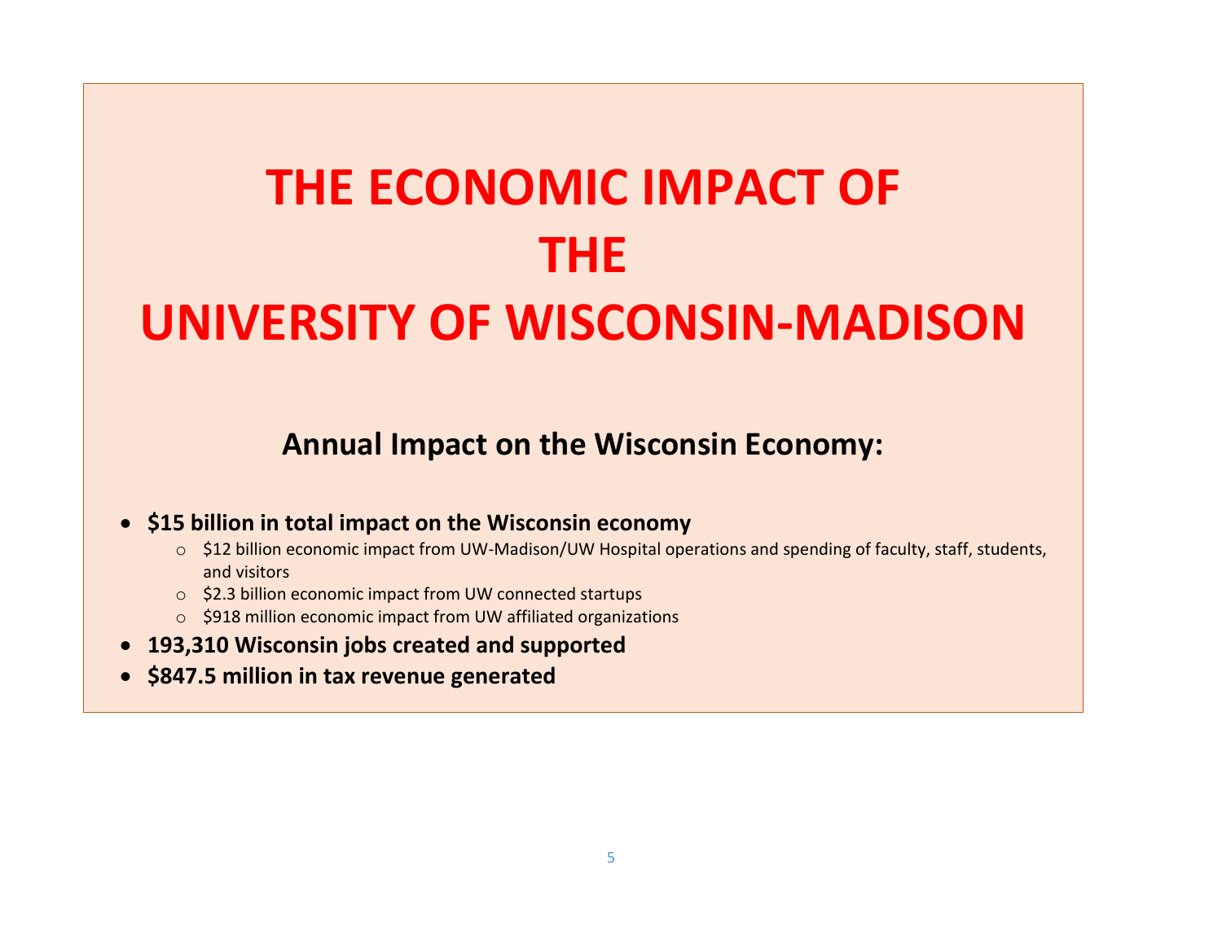# THE ECONOMIC IMPACT OF THE UNIVERSITY OF WISCONSIN-MADISON

## Annual Impact on the Wisconsin Economy:

- **$15 billion in total impact on the Wisconsin economy**
  - $12 billion economic impact from UW-Madison/UW Hospital operations and spending of faculty, staff, students, and visitors
  - $2.3 billion economic impact from UW connected startups
  - $918 million economic impact from UW affiliated organizations
- **193,310 Wisconsin jobs created and supported**
- **$847.5 million in tax revenue generated**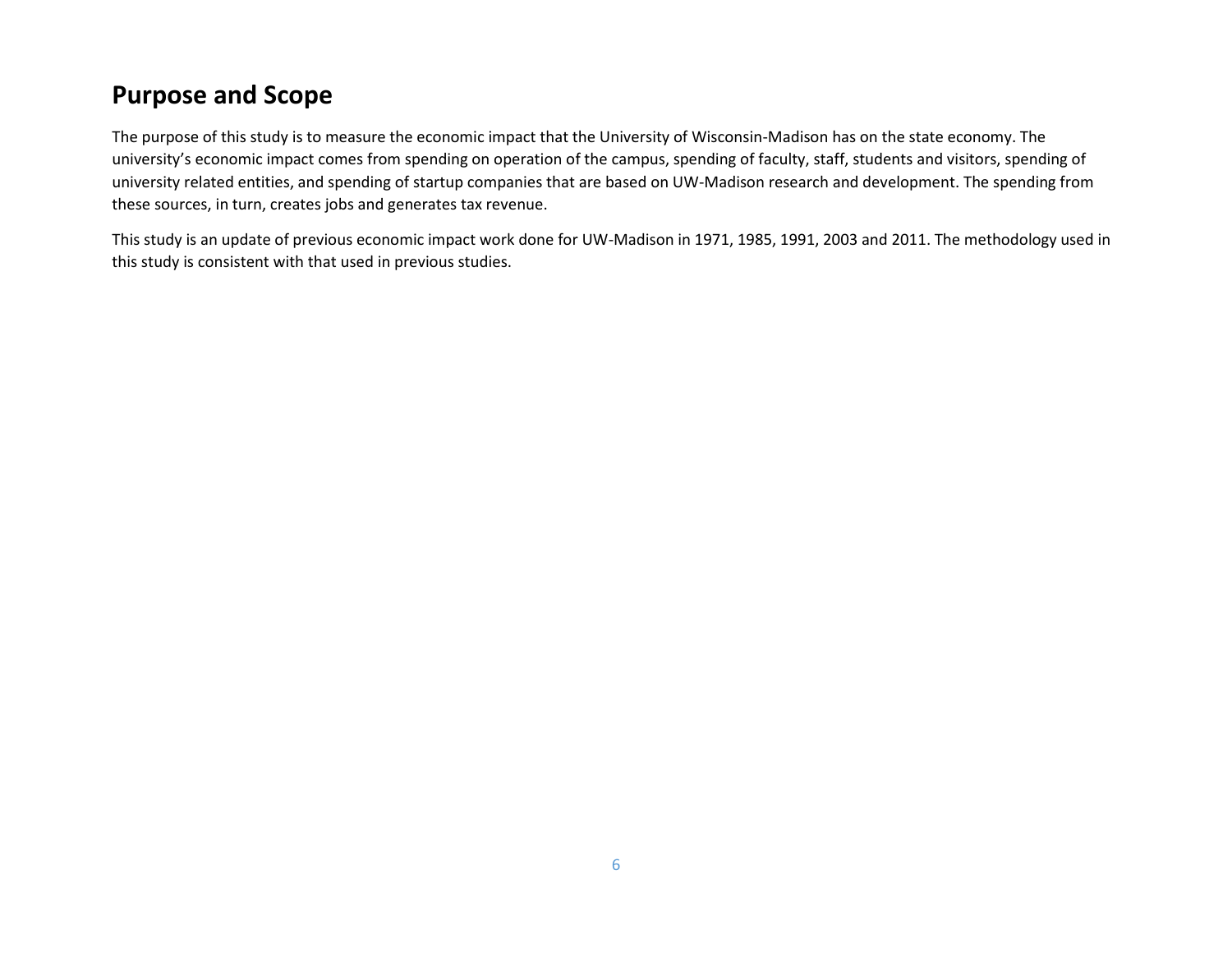## Purpose and Scope

The purpose of this study is to measure the economic impact that the University of Wisconsin-Madison has on the state economy. The university's economic impact comes from spending on operation of the campus, spending of faculty, staff, students and visitors, spending of university related entities, and spending of startup companies that are based on UW-Madison research and development. The spending from these sources, in turn, creates jobs and generates tax revenue.

This study is an update of previous economic impact work done for UW-Madison in 1971, 1985, 1991, 2003 and 2011. The methodology used in this study is consistent with that used in previous studies.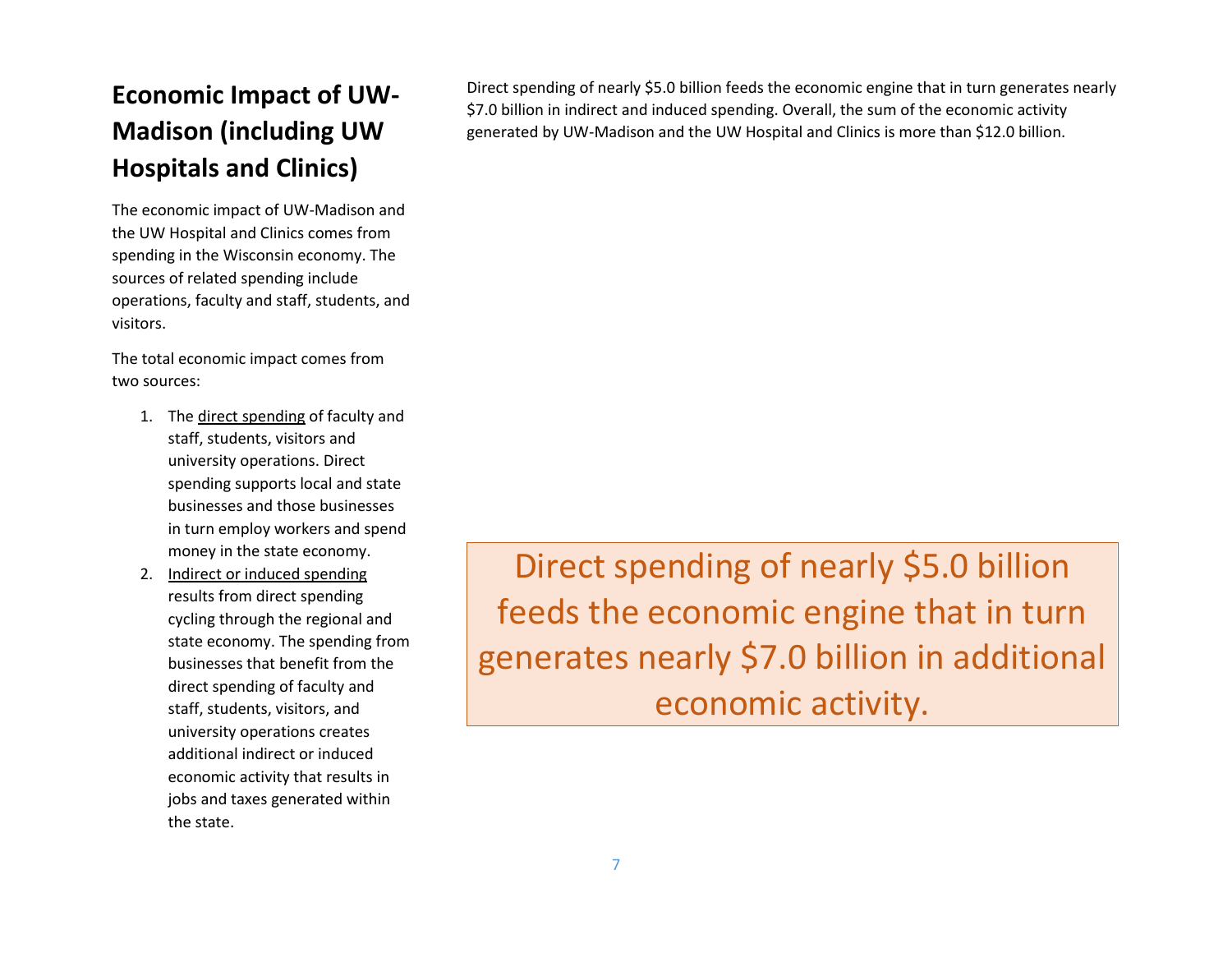## Economic Impact of UW-Madison (including UW Hospitals and Clinics)

The economic impact of UW-Madison and the UW Hospital and Clinics comes from spending in the Wisconsin economy. The sources of related spending include operations, faculty and staff, students, and visitors.

The total economic impact comes from two sources:

1. The <u>direct spending</u> of faculty and staff, students, visitors and university operations. Direct spending supports local and state businesses and those businesses in turn employ workers and spend money in the state economy.
2. <u>Indirect or induced spending</u> results from direct spending cycling through the regional and state economy. The spending from businesses that benefit from the direct spending of faculty and staff, students, visitors, and university operations creates additional indirect or induced economic activity that results in jobs and taxes generated within the state.

Direct spending of nearly $5.0 billion feeds the economic engine that in turn generates nearly $7.0 billion in indirect and induced spending. Overall, the sum of the economic activity generated by UW-Madison and the UW Hospital and Clinics is more than $12.0 billion.

> Direct spending of nearly $5.0 billion feeds the economic engine that in turn generates nearly $7.0 billion in additional economic activity.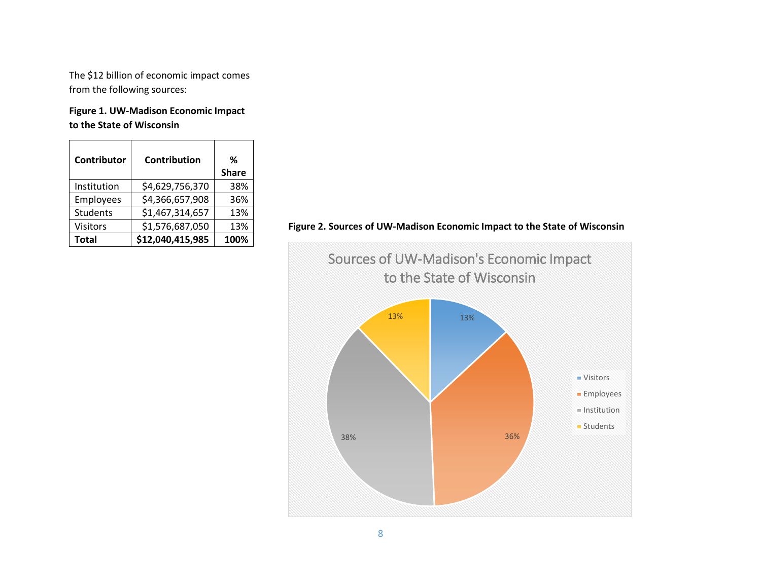The $12 billion of economic impact comes from the following sources:

**Figure 1. UW-Madison Economic Impact to the State of Wisconsin**

| Contributor | Contribution | % Share |
|---|---|---|
| Institution | $4,629,756,370 | 38% |
| Employees | $4,366,657,908 | 36% |
| Students | $1,467,314,657 | 13% |
| Visitors | $1,576,687,050 | 13% |
| **Total** | **$12,040,415,985** | **100%** |

**Figure 2. Sources of UW-Madison Economic Impact to the State of Wisconsin**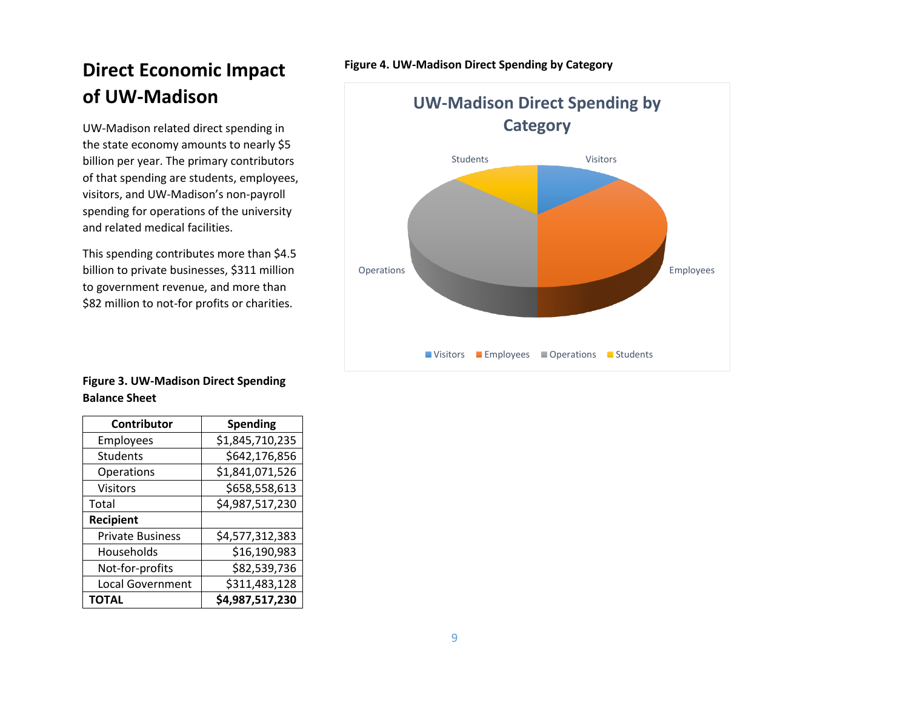# Direct Economic Impact of UW-Madison

UW-Madison related direct spending in the state economy amounts to nearly $5 billion per year. The primary contributors of that spending are students, employees, visitors, and UW-Madison's non-payroll spending for operations of the university and related medical facilities.

This spending contributes more than $4.5 billion to private businesses, $311 million to government revenue, and more than $82 million to not-for profits or charities.

**Figure 3. UW-Madison Direct Spending Balance Sheet**

| Contributor | Spending |
|---|---|
| Employees | $1,845,710,235 |
| Students | $642,176,856 |
| Operations | $1,841,071,526 |
| Visitors | $658,558,613 |
| Total | $4,987,517,230 |
| **Recipient** | |
| Private Business | $4,577,312,383 |
| Households | $16,190,983 |
| Not-for-profits | $82,539,736 |
| Local Government | $311,483,128 |
| **TOTAL** | **$4,987,517,230** |

**Figure 4. UW-Madison Direct Spending by Category**

UW-Madison Direct Spending by Category

Students, Visitors, Operations, Employees

Visitors, Employees, Operations, Students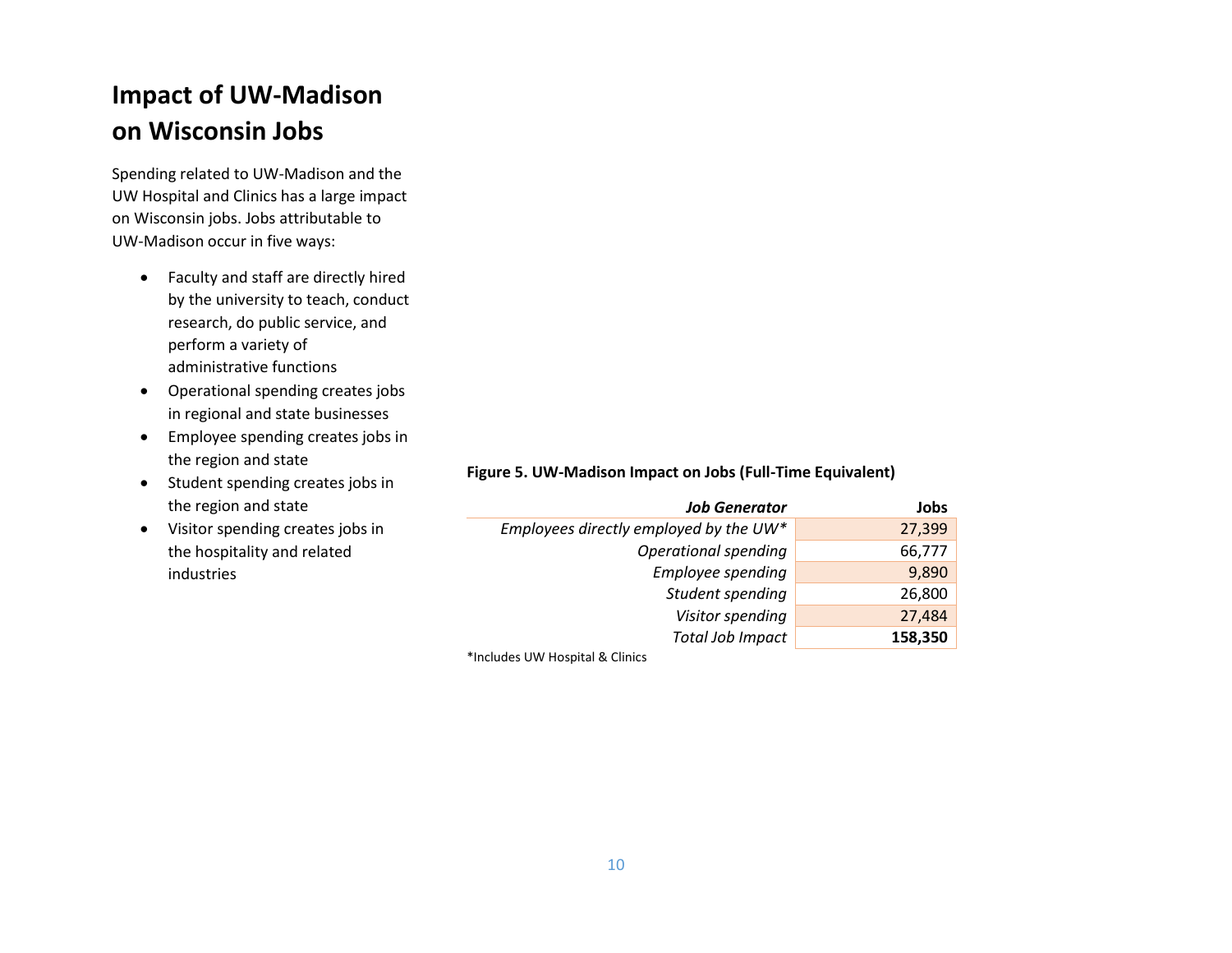# Impact of UW-Madison on Wisconsin Jobs

Spending related to UW-Madison and the UW Hospital and Clinics has a large impact on Wisconsin jobs. Jobs attributable to UW-Madison occur in five ways:

- Faculty and staff are directly hired by the university to teach, conduct research, do public service, and perform a variety of administrative functions
- Operational spending creates jobs in regional and state businesses
- Employee spending creates jobs in the region and state
- Student spending creates jobs in the region and state
- Visitor spending creates jobs in the hospitality and related industries

**Figure 5. UW-Madison Impact on Jobs (Full-Time Equivalent)**

| ***Job Generator*** | **Jobs** |
|---:|---:|
| *Employees directly employed by the UW** | 27,399 |
| *Operational spending* | 66,777 |
| *Employee spending* | 9,890 |
| *Student spending* | 26,800 |
| *Visitor spending* | 27,484 |
| *Total Job Impact* | **158,350** |

*Includes UW Hospital & Clinics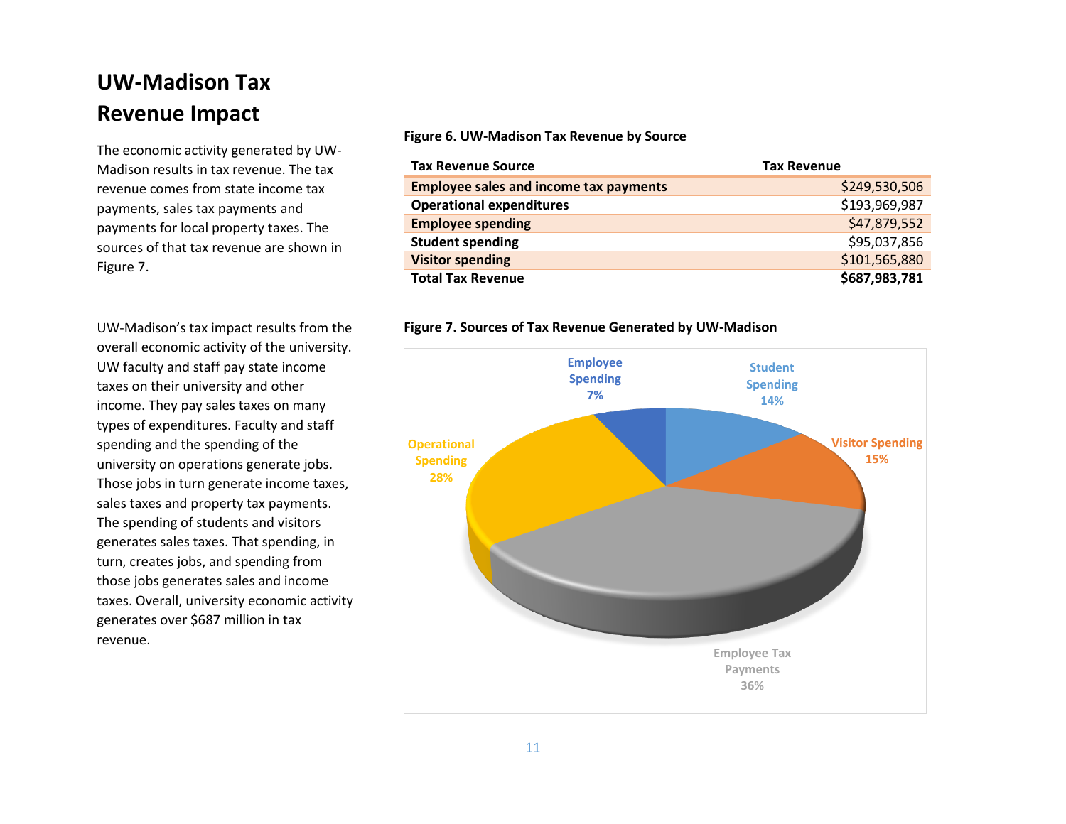# UW-Madison Tax Revenue Impact

The economic activity generated by UW-Madison results in tax revenue. The tax revenue comes from state income tax payments, sales tax payments and payments for local property taxes. The sources of that tax revenue are shown in Figure 7.

UW-Madison's tax impact results from the overall economic activity of the university. UW faculty and staff pay state income taxes on their university and other income. They pay sales taxes on many types of expenditures. Faculty and staff spending and the spending of the university on operations generate jobs. Those jobs in turn generate income taxes, sales taxes and property tax payments. The spending of students and visitors generates sales taxes. That spending, in turn, creates jobs, and spending from those jobs generates sales and income taxes. Overall, university economic activity generates over $687 million in tax revenue.

**Figure 6. UW-Madison Tax Revenue by Source**

| Tax Revenue Source | Tax Revenue |
|---|---:|
| **Employee sales and income tax payments** | $249,530,506 |
| **Operational expenditures** | $193,969,987 |
| **Employee spending** | $47,879,552 |
| **Student spending** | $95,037,856 |
| **Visitor spending** | $101,565,880 |
| **Total Tax Revenue** | **$687,983,781** |

**Figure 7. Sources of Tax Revenue Generated by UW-Madison**

| Source | Share |
|---|---:|
| Employee Tax Payments | 36% |
| Operational Spending | 28% |
| Visitor Spending | 15% |
| Student Spending | 14% |
| Employee Spending | 7% |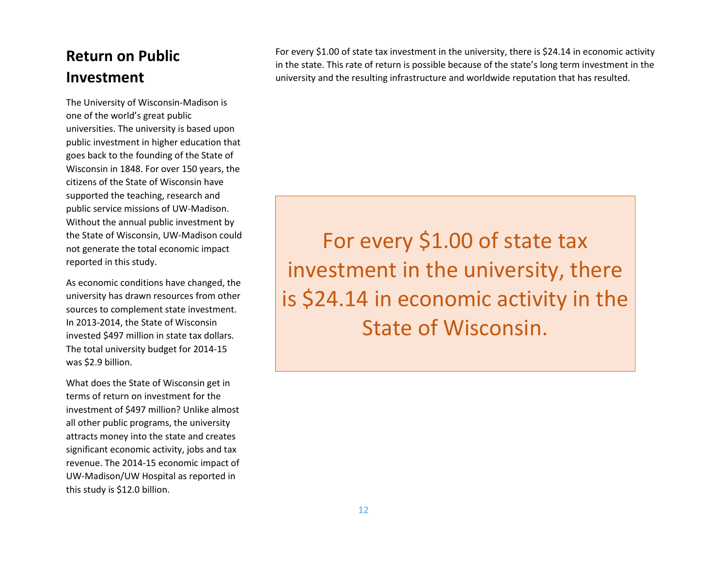## Return on Public Investment

The University of Wisconsin-Madison is one of the world's great public universities. The university is based upon public investment in higher education that goes back to the founding of the State of Wisconsin in 1848. For over 150 years, the citizens of the State of Wisconsin have supported the teaching, research and public service missions of UW-Madison. Without the annual public investment by the State of Wisconsin, UW-Madison could not generate the total economic impact reported in this study.

As economic conditions have changed, the university has drawn resources from other sources to complement state investment. In 2013-2014, the State of Wisconsin invested $497 million in state tax dollars. The total university budget for 2014-15 was $2.9 billion.

What does the State of Wisconsin get in terms of return on investment for the investment of $497 million? Unlike almost all other public programs, the university attracts money into the state and creates significant economic activity, jobs and tax revenue. The 2014-15 economic impact of UW-Madison/UW Hospital as reported in this study is $12.0 billion.

For every $1.00 of state tax investment in the university, there is $24.14 in economic activity in the state. This rate of return is possible because of the state's long term investment in the university and the resulting infrastructure and worldwide reputation that has resulted.

> For every $1.00 of state tax investment in the university, there is $24.14 in economic activity in the State of Wisconsin.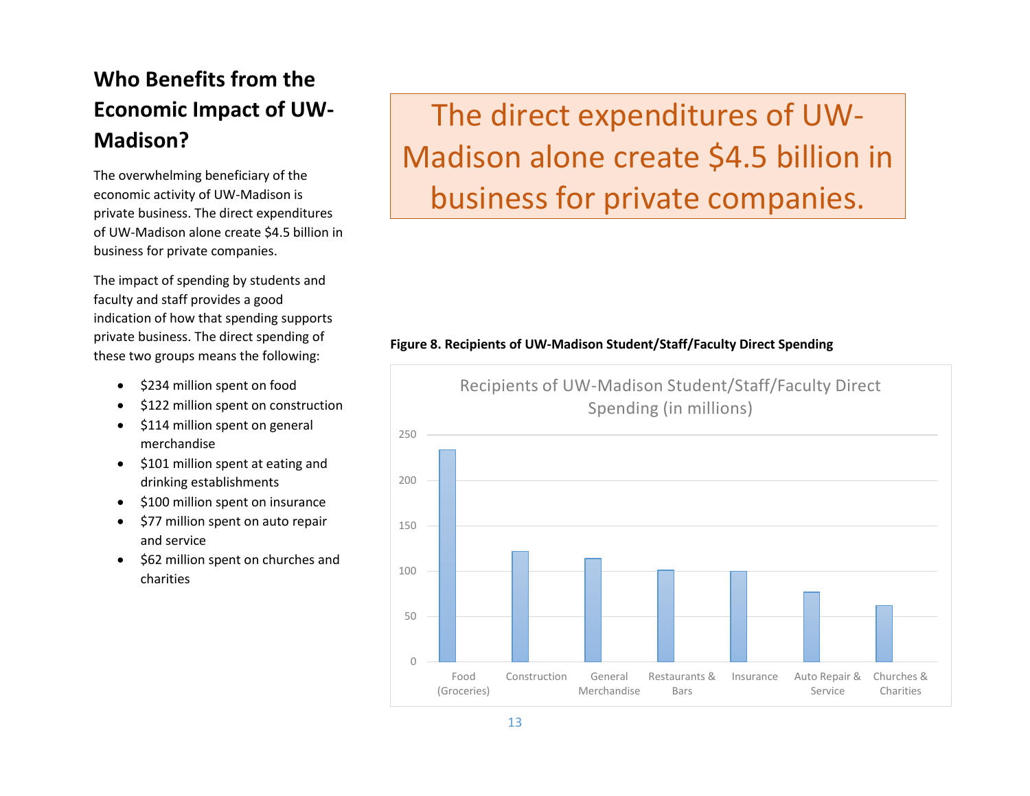## Who Benefits from the Economic Impact of UW-Madison?

The overwhelming beneficiary of the economic activity of UW-Madison is private business. The direct expenditures of UW-Madison alone create $4.5 billion in business for private companies.

The impact of spending by students and faculty and staff provides a good indication of how that spending supports private business. The direct spending of these two groups means the following:

- $234 million spent on food
- $122 million spent on construction
- $114 million spent on general merchandise
- $101 million spent at eating and drinking establishments
- $100 million spent on insurance
- $77 million spent on auto repair and service
- $62 million spent on churches and charities

> The direct expenditures of UW-Madison alone create $4.5 billion in business for private companies.

**Figure 8. Recipients of UW-Madison Student/Staff/Faculty Direct Spending**

Recipients of UW-Madison Student/Staff/Faculty Direct Spending (in millions)

| Category | Spending (in millions) |
|---|---|
| Food (Groceries) | 234 |
| Construction | 122 |
| General Merchandise | 114 |
| Restaurants & Bars | 101 |
| Insurance | 100 |
| Auto Repair & Service | 77 |
| Churches & Charities | 62 |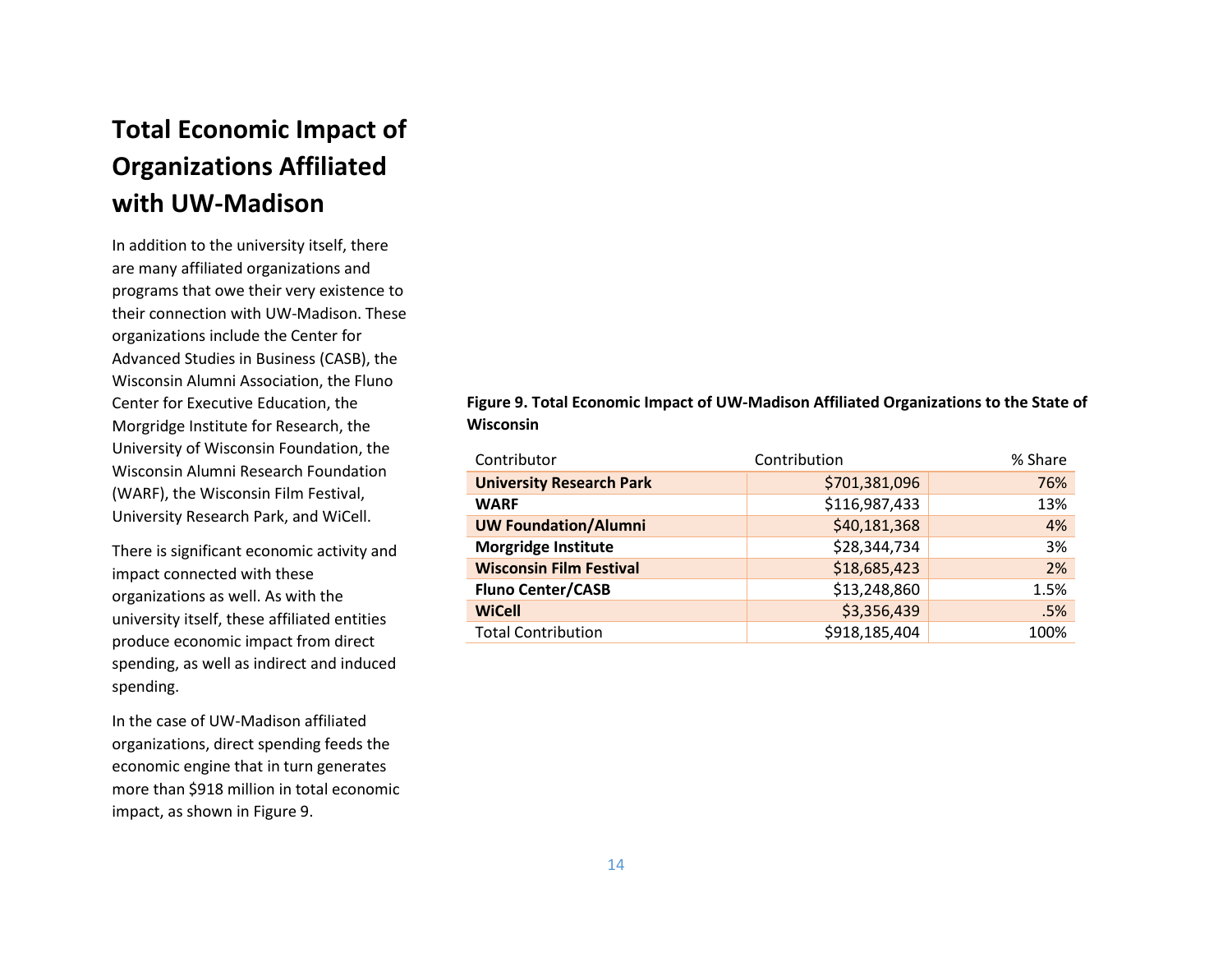# Total Economic Impact of Organizations Affiliated with UW-Madison

In addition to the university itself, there are many affiliated organizations and programs that owe their very existence to their connection with UW-Madison. These organizations include the Center for Advanced Studies in Business (CASB), the Wisconsin Alumni Association, the Fluno Center for Executive Education, the Morgridge Institute for Research, the University of Wisconsin Foundation, the Wisconsin Alumni Research Foundation (WARF), the Wisconsin Film Festival, University Research Park, and WiCell.

There is significant economic activity and impact connected with these organizations as well. As with the university itself, these affiliated entities produce economic impact from direct spending, as well as indirect and induced spending.

In the case of UW-Madison affiliated organizations, direct spending feeds the economic engine that in turn generates more than $918 million in total economic impact, as shown in Figure 9.

**Figure 9. Total Economic Impact of UW-Madison Affiliated Organizations to the State of Wisconsin**

| Contributor | Contribution | % Share |
|---|---:|---:|
| **University Research Park** | $701,381,096 | 76% |
| **WARF** | $116,987,433 | 13% |
| **UW Foundation/Alumni** | $40,181,368 | 4% |
| **Morgridge Institute** | $28,344,734 | 3% |
| **Wisconsin Film Festival** | $18,685,423 | 2% |
| **Fluno Center/CASB** | $13,248,860 | 1.5% |
| **WiCell** | $3,356,439 | .5% |
| Total Contribution | $918,185,404 | 100% |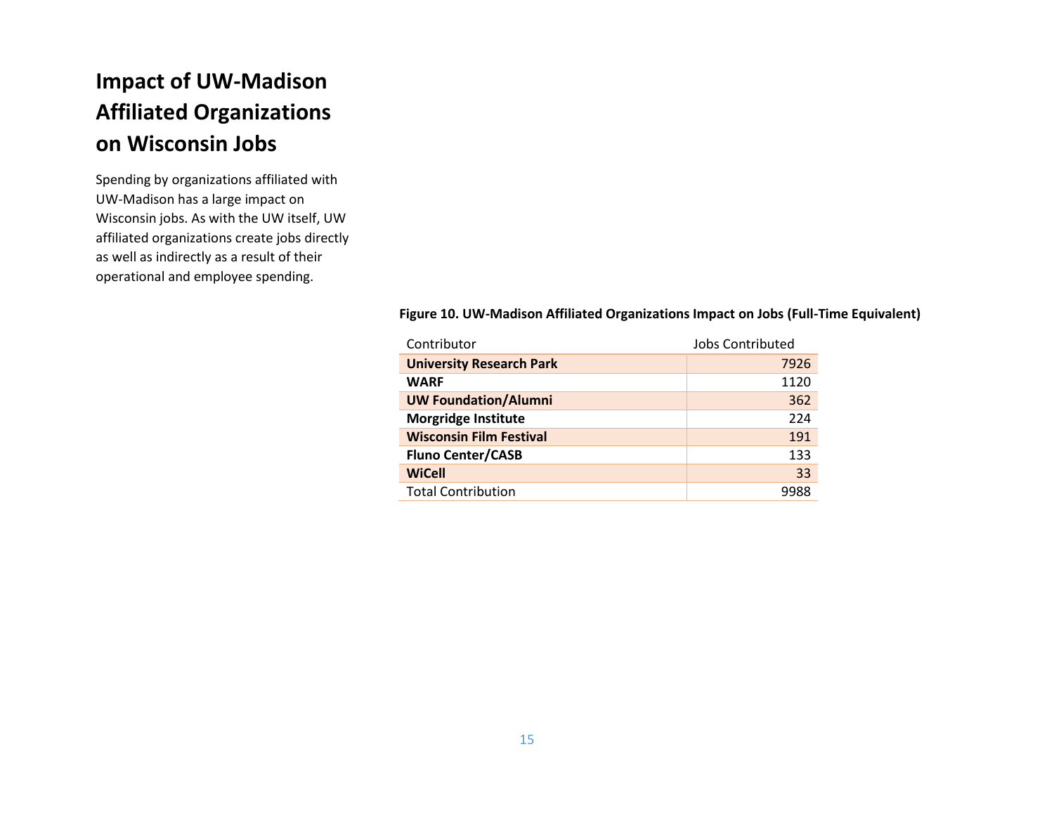# Impact of UW-Madison Affiliated Organizations on Wisconsin Jobs

Spending by organizations affiliated with UW-Madison has a large impact on Wisconsin jobs. As with the UW itself, UW affiliated organizations create jobs directly as well as indirectly as a result of their operational and employee spending.

**Figure 10. UW-Madison Affiliated Organizations Impact on Jobs (Full-Time Equivalent)**

| Contributor | Jobs Contributed |
|---|---:|
| **University Research Park** | 7926 |
| **WARF** | 1120 |
| **UW Foundation/Alumni** | 362 |
| **Morgridge Institute** | 224 |
| **Wisconsin Film Festival** | 191 |
| **Fluno Center/CASB** | 133 |
| **WiCell** | 33 |
| Total Contribution | 9988 |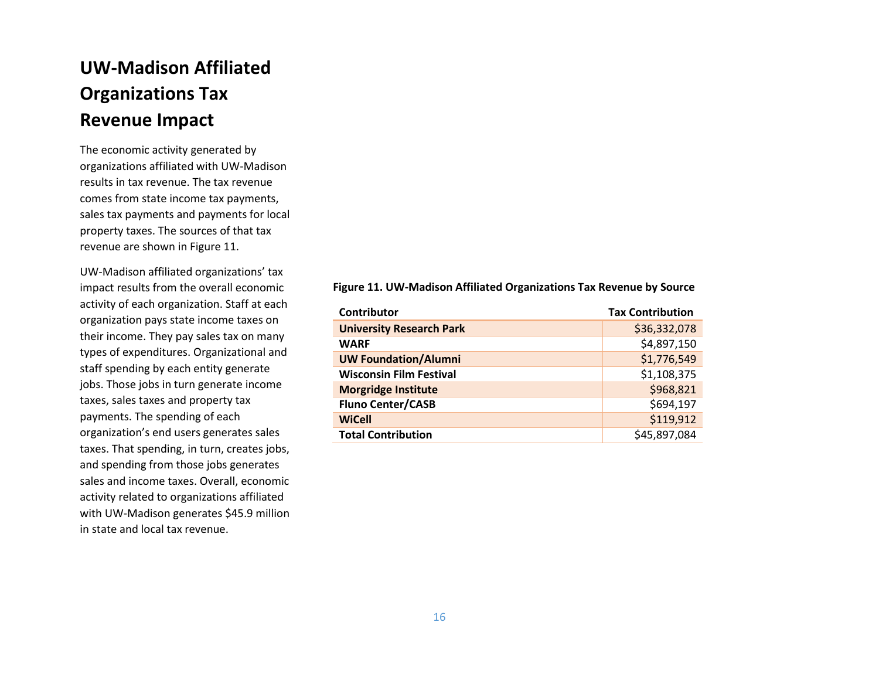# UW-Madison Affiliated Organizations Tax Revenue Impact

The economic activity generated by organizations affiliated with UW-Madison results in tax revenue. The tax revenue comes from state income tax payments, sales tax payments and payments for local property taxes. The sources of that tax revenue are shown in Figure 11.

UW-Madison affiliated organizations' tax impact results from the overall economic activity of each organization. Staff at each organization pays state income taxes on their income. They pay sales tax on many types of expenditures. Organizational and staff spending by each entity generate jobs. Those jobs in turn generate income taxes, sales taxes and property tax payments. The spending of each organization's end users generates sales taxes. That spending, in turn, creates jobs, and spending from those jobs generates sales and income taxes. Overall, economic activity related to organizations affiliated with UW-Madison generates $45.9 million in state and local tax revenue.

**Figure 11. UW-Madison Affiliated Organizations Tax Revenue by Source**

| Contributor | Tax Contribution |
|---|---:|
| **University Research Park** | $36,332,078 |
| **WARF** | $4,897,150 |
| **UW Foundation/Alumni** | $1,776,549 |
| **Wisconsin Film Festival** | $1,108,375 |
| **Morgridge Institute** | $968,821 |
| **Fluno Center/CASB** | $694,197 |
| **WiCell** | $119,912 |
| **Total Contribution** | $45,897,084 |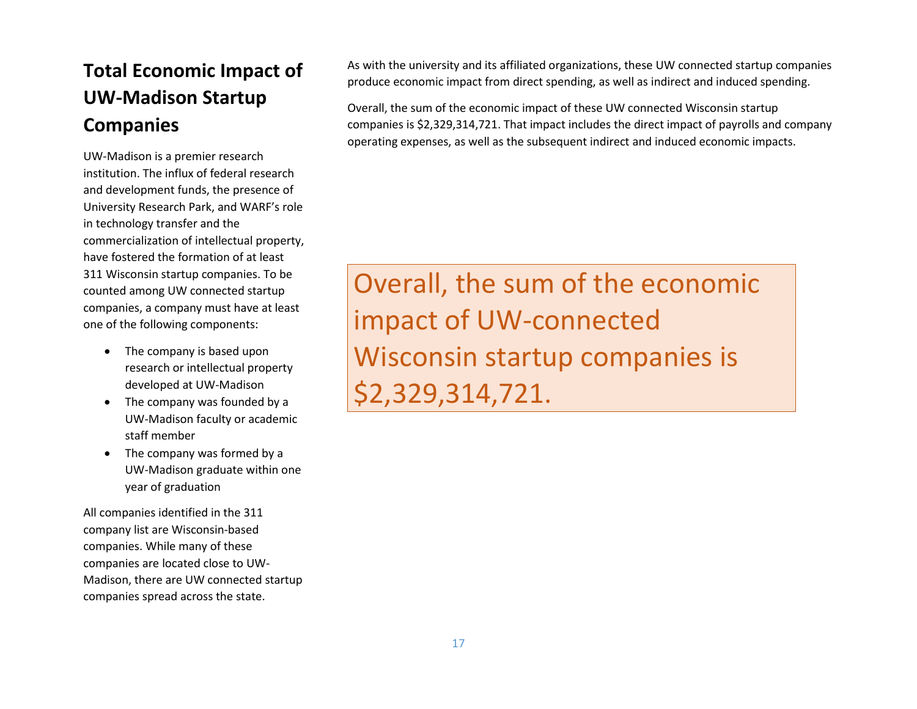## Total Economic Impact of UW-Madison Startup Companies

UW-Madison is a premier research institution. The influx of federal research and development funds, the presence of University Research Park, and WARF's role in technology transfer and the commercialization of intellectual property, have fostered the formation of at least 311 Wisconsin startup companies. To be counted among UW connected startup companies, a company must have at least one of the following components:

- The company is based upon research or intellectual property developed at UW-Madison
- The company was founded by a UW-Madison faculty or academic staff member
- The company was formed by a UW-Madison graduate within one year of graduation

All companies identified in the 311 company list are Wisconsin-based companies. While many of these companies are located close to UW-Madison, there are UW connected startup companies spread across the state.

As with the university and its affiliated organizations, these UW connected startup companies produce economic impact from direct spending, as well as indirect and induced spending.

Overall, the sum of the economic impact of these UW connected Wisconsin startup companies is $2,329,314,721. That impact includes the direct impact of payrolls and company operating expenses, as well as the subsequent indirect and induced economic impacts.

> Overall, the sum of the economic impact of UW-connected Wisconsin startup companies is $2,329,314,721.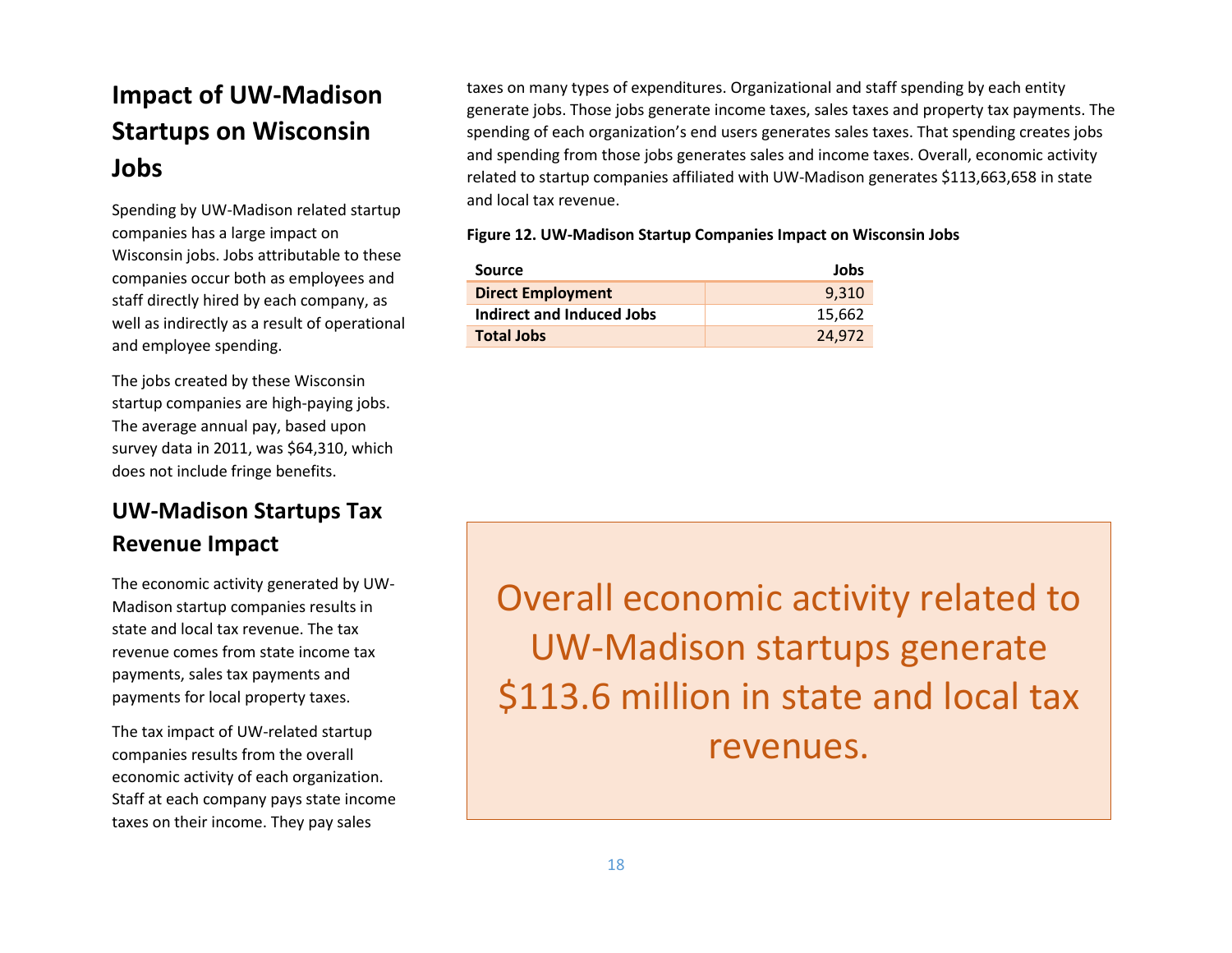## Impact of UW-Madison Startups on Wisconsin Jobs

Spending by UW-Madison related startup companies has a large impact on Wisconsin jobs. Jobs attributable to these companies occur both as employees and staff directly hired by each company, as well as indirectly as a result of operational and employee spending.

The jobs created by these Wisconsin startup companies are high-paying jobs. The average annual pay, based upon survey data in 2011, was $64,310, which does not include fringe benefits.

## UW-Madison Startups Tax Revenue Impact

The economic activity generated by UW-Madison startup companies results in state and local tax revenue. The tax revenue comes from state income tax payments, sales tax payments and payments for local property taxes.

The tax impact of UW-related startup companies results from the overall economic activity of each organization. Staff at each company pays state income taxes on their income. They pay sales taxes on many types of expenditures. Organizational and staff spending by each entity generate jobs. Those jobs generate income taxes, sales taxes and property tax payments. The spending of each organization's end users generates sales taxes. That spending creates jobs and spending from those jobs generates sales and income taxes. Overall, economic activity related to startup companies affiliated with UW-Madison generates $113,663,658 in state and local tax revenue.

**Figure 12. UW-Madison Startup Companies Impact on Wisconsin Jobs**

| Source | Jobs |
|---|---|
| **Direct Employment** | 9,310 |
| **Indirect and Induced Jobs** | 15,662 |
| **Total Jobs** | 24,972 |

Overall economic activity related to UW-Madison startups generate $113.6 million in state and local tax revenues.